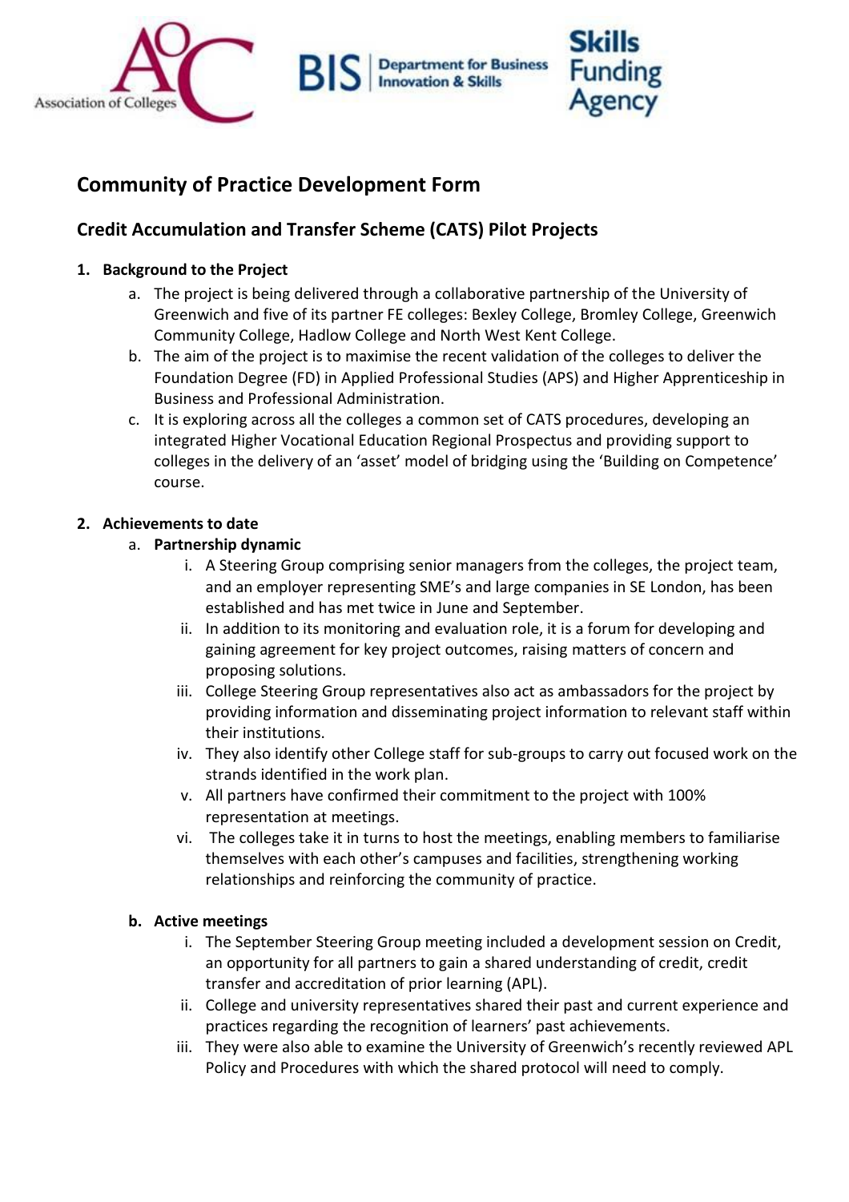## Community of Practice Development Form

### Credit Accumulation and Transfer Scheme (CATS) Pilot Projects

1. **Background to the Project**
   a. The project is being delivered through a collaborative partnership of the University of Greenwich and five of its partner FE colleges: Bexley College, Bromley College, Greenwich Community College, Hadlow College and North West Kent College.
   b. The aim of the project is to maximise the recent validation of the colleges to deliver the Foundation Degree (FD) in Applied Professional Studies (APS) and Higher Apprenticeship in Business and Professional Administration.
   c. It is exploring across all the colleges a common set of CATS procedures, developing an integrated Higher Vocational Education Regional Prospectus and providing support to colleges in the delivery of an 'asset' model of bridging using the 'Building on Competence' course.

2. **Achievements to date**
   a. **Partnership dynamic**
      i. A Steering Group comprising senior managers from the colleges, the project team, and an employer representing SME's and large companies in SE London, has been established and has met twice in June and September.
      ii. In addition to its monitoring and evaluation role, it is a forum for developing and gaining agreement for key project outcomes, raising matters of concern and proposing solutions.
      iii. College Steering Group representatives also act as ambassadors for the project by providing information and disseminating project information to relevant staff within their institutions.
      iv. They also identify other College staff for sub-groups to carry out focused work on the strands identified in the work plan.
      v. All partners have confirmed their commitment to the project with 100% representation at meetings.
      vi. The colleges take it in turns to host the meetings, enabling members to familiarise themselves with each other's campuses and facilities, strengthening working relationships and reinforcing the community of practice.

   b. **Active meetings**
      i. The September Steering Group meeting included a development session on Credit, an opportunity for all partners to gain a shared understanding of credit, credit transfer and accreditation of prior learning (APL).
      ii. College and university representatives shared their past and current experience and practices regarding the recognition of learners' past achievements.
      iii. They were also able to examine the University of Greenwich's recently reviewed APL Policy and Procedures with which the shared protocol will need to comply.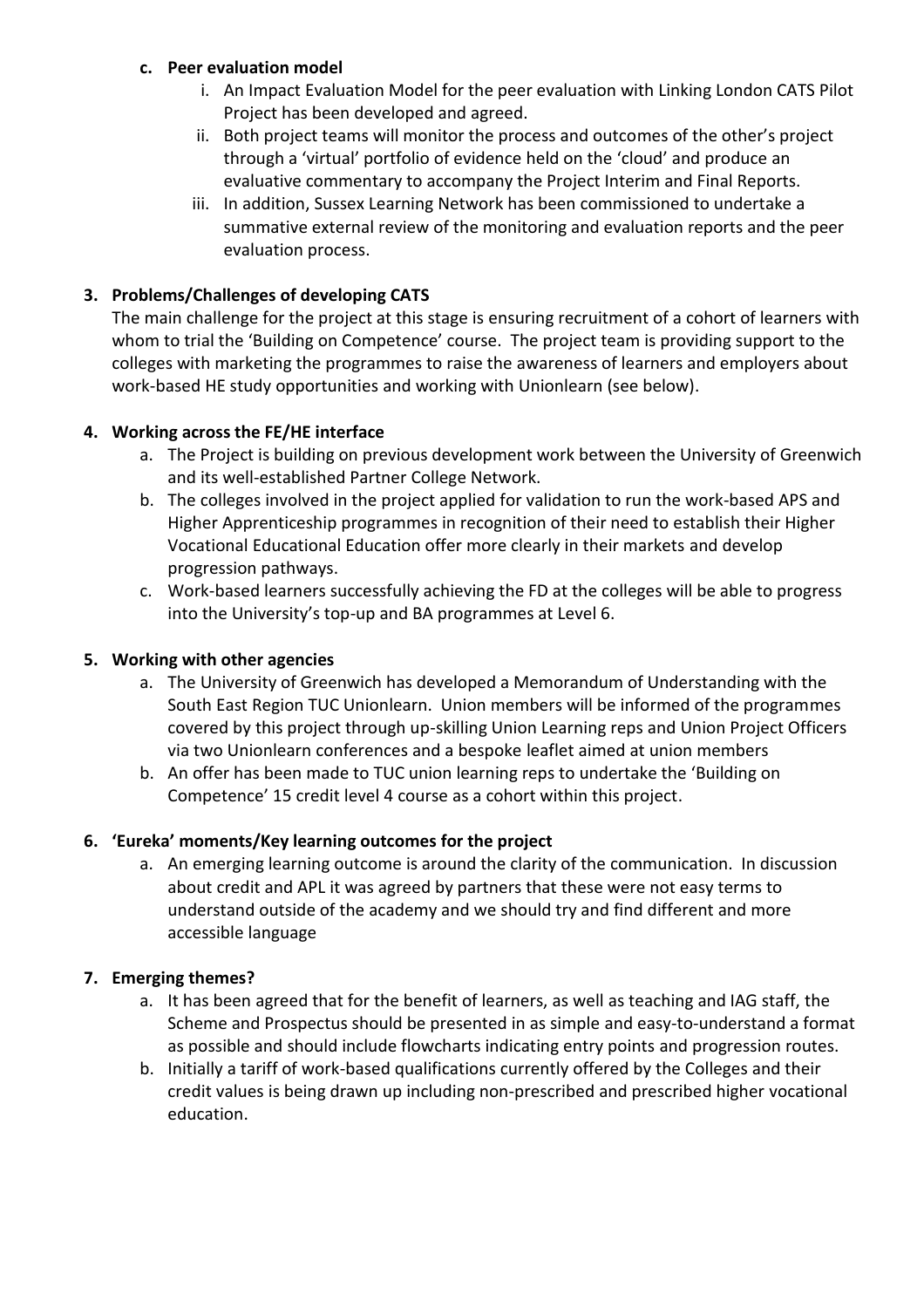**c. Peer evaluation model**

i. An Impact Evaluation Model for the peer evaluation with Linking London CATS Pilot Project has been developed and agreed.

ii. Both project teams will monitor the process and outcomes of the other's project through a 'virtual' portfolio of evidence held on the 'cloud' and produce an evaluative commentary to accompany the Project Interim and Final Reports.

iii. In addition, Sussex Learning Network has been commissioned to undertake a summative external review of the monitoring and evaluation reports and the peer evaluation process.

**3. Problems/Challenges of developing CATS**

The main challenge for the project at this stage is ensuring recruitment of a cohort of learners with whom to trial the 'Building on Competence' course. The project team is providing support to the colleges with marketing the programmes to raise the awareness of learners and employers about work-based HE study opportunities and working with Unionlearn (see below).

**4. Working across the FE/HE interface**

a. The Project is building on previous development work between the University of Greenwich and its well-established Partner College Network.

b. The colleges involved in the project applied for validation to run the work-based APS and Higher Apprenticeship programmes in recognition of their need to establish their Higher Vocational Educational Education offer more clearly in their markets and develop progression pathways.

c. Work-based learners successfully achieving the FD at the colleges will be able to progress into the University's top-up and BA programmes at Level 6.

**5. Working with other agencies**

a. The University of Greenwich has developed a Memorandum of Understanding with the South East Region TUC Unionlearn. Union members will be informed of the programmes covered by this project through up-skilling Union Learning reps and Union Project Officers via two Unionlearn conferences and a bespoke leaflet aimed at union members

b. An offer has been made to TUC union learning reps to undertake the 'Building on Competence' 15 credit level 4 course as a cohort within this project.

**6. 'Eureka' moments/Key learning outcomes for the project**

a. An emerging learning outcome is around the clarity of the communication. In discussion about credit and APL it was agreed by partners that these were not easy terms to understand outside of the academy and we should try and find different and more accessible language

**7. Emerging themes?**

a. It has been agreed that for the benefit of learners, as well as teaching and IAG staff, the Scheme and Prospectus should be presented in as simple and easy-to-understand a format as possible and should include flowcharts indicating entry points and progression routes.

b. Initially a tariff of work-based qualifications currently offered by the Colleges and their credit values is being drawn up including non-prescribed and prescribed higher vocational education.